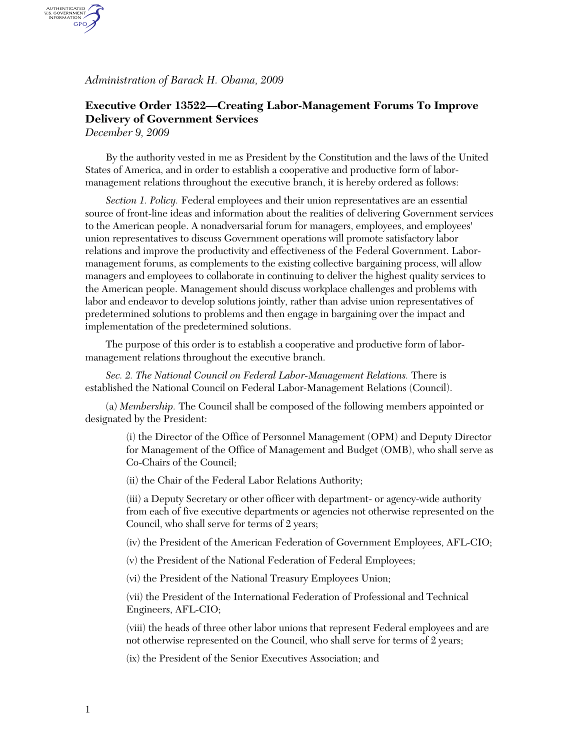*Administration of Barack H. Obama, 2009*

**Executive Order 13522—Creating Labor-Management Forums To Improve Delivery of Government Services**
*December 9, 2009*

By the authority vested in me as President by the Constitution and the laws of the United States of America, and in order to establish a cooperative and productive form of labor-management relations throughout the executive branch, it is hereby ordered as follows:

*Section 1. Policy.* Federal employees and their union representatives are an essential source of front-line ideas and information about the realities of delivering Government services to the American people. A nonadversarial forum for managers, employees, and employees' union representatives to discuss Government operations will promote satisfactory labor relations and improve the productivity and effectiveness of the Federal Government. Labor-management forums, as complements to the existing collective bargaining process, will allow managers and employees to collaborate in continuing to deliver the highest quality services to the American people. Management should discuss workplace challenges and problems with labor and endeavor to develop solutions jointly, rather than advise union representatives of predetermined solutions to problems and then engage in bargaining over the impact and implementation of the predetermined solutions.

The purpose of this order is to establish a cooperative and productive form of labor-management relations throughout the executive branch.

*Sec. 2. The National Council on Federal Labor-Management Relations.* There is established the National Council on Federal Labor-Management Relations (Council).

(a) *Membership.* The Council shall be composed of the following members appointed or designated by the President:

(i) the Director of the Office of Personnel Management (OPM) and Deputy Director for Management of the Office of Management and Budget (OMB), who shall serve as Co-Chairs of the Council;

(ii) the Chair of the Federal Labor Relations Authority;

(iii) a Deputy Secretary or other officer with department- or agency-wide authority from each of five executive departments or agencies not otherwise represented on the Council, who shall serve for terms of 2 years;

(iv) the President of the American Federation of Government Employees, AFL-CIO;

(v) the President of the National Federation of Federal Employees;

(vi) the President of the National Treasury Employees Union;

(vii) the President of the International Federation of Professional and Technical Engineers, AFL-CIO;

(viii) the heads of three other labor unions that represent Federal employees and are not otherwise represented on the Council, who shall serve for terms of 2 years;

(ix) the President of the Senior Executives Association; and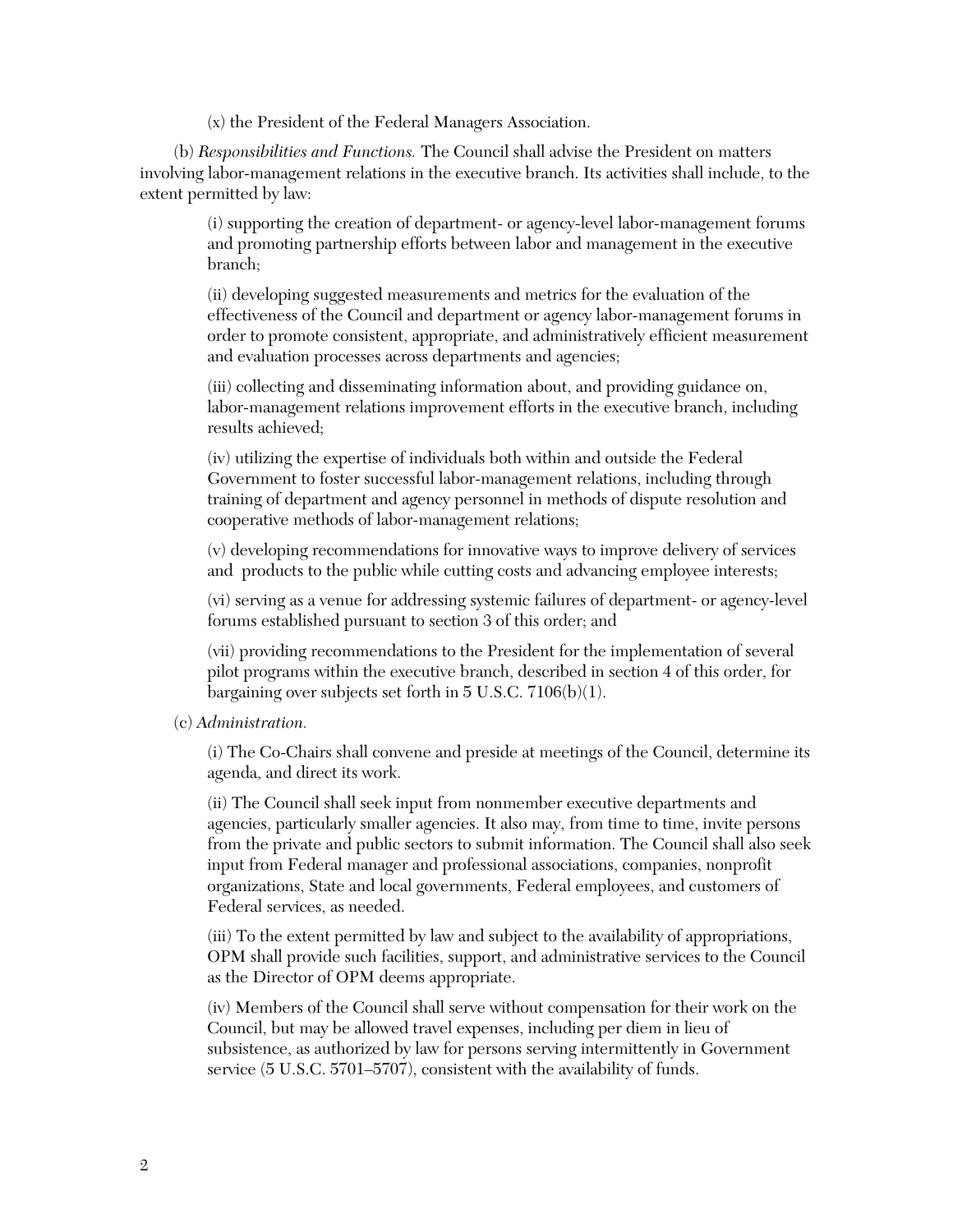(x) the President of the Federal Managers Association.

(b) *Responsibilities and Functions.* The Council shall advise the President on matters involving labor-management relations in the executive branch. Its activities shall include, to the extent permitted by law:

(i) supporting the creation of department- or agency-level labor-management forums and promoting partnership efforts between labor and management in the executive branch;

(ii) developing suggested measurements and metrics for the evaluation of the effectiveness of the Council and department or agency labor-management forums in order to promote consistent, appropriate, and administratively efficient measurement and evaluation processes across departments and agencies;

(iii) collecting and disseminating information about, and providing guidance on, labor-management relations improvement efforts in the executive branch, including results achieved;

(iv) utilizing the expertise of individuals both within and outside the Federal Government to foster successful labor-management relations, including through training of department and agency personnel in methods of dispute resolution and cooperative methods of labor-management relations;

(v) developing recommendations for innovative ways to improve delivery of services and products to the public while cutting costs and advancing employee interests;

(vi) serving as a venue for addressing systemic failures of department- or agency-level forums established pursuant to section 3 of this order; and

(vii) providing recommendations to the President for the implementation of several pilot programs within the executive branch, described in section 4 of this order, for bargaining over subjects set forth in 5 U.S.C. 7106(b)(1).

(c) *Administration.*

(i) The Co-Chairs shall convene and preside at meetings of the Council, determine its agenda, and direct its work.

(ii) The Council shall seek input from nonmember executive departments and agencies, particularly smaller agencies. It also may, from time to time, invite persons from the private and public sectors to submit information. The Council shall also seek input from Federal manager and professional associations, companies, nonprofit organizations, State and local governments, Federal employees, and customers of Federal services, as needed.

(iii) To the extent permitted by law and subject to the availability of appropriations, OPM shall provide such facilities, support, and administrative services to the Council as the Director of OPM deems appropriate.

(iv) Members of the Council shall serve without compensation for their work on the Council, but may be allowed travel expenses, including per diem in lieu of subsistence, as authorized by law for persons serving intermittently in Government service (5 U.S.C. 5701–5707), consistent with the availability of funds.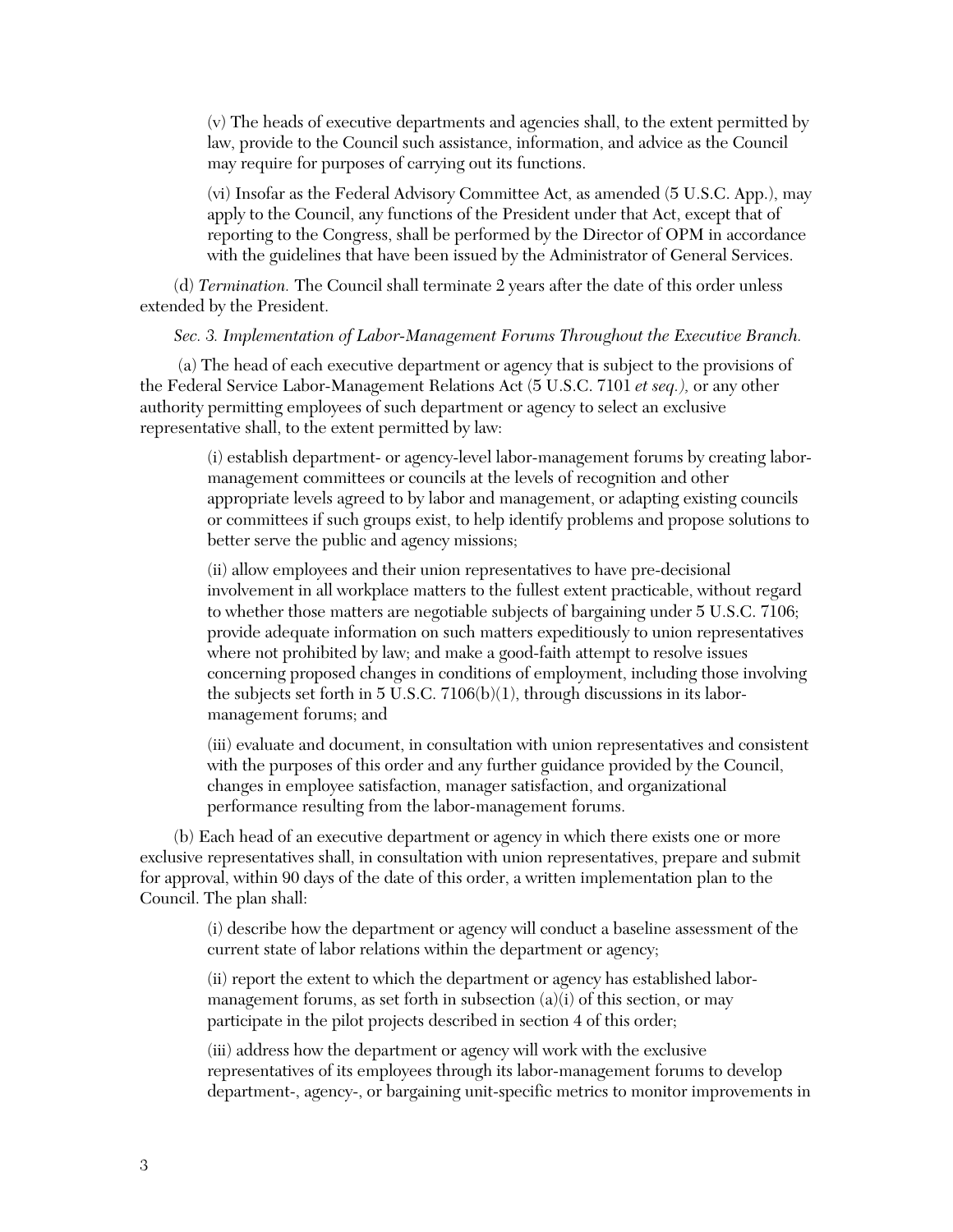(v) The heads of executive departments and agencies shall, to the extent permitted by law, provide to the Council such assistance, information, and advice as the Council may require for purposes of carrying out its functions.

(vi) Insofar as the Federal Advisory Committee Act, as amended (5 U.S.C. App.), may apply to the Council, any functions of the President under that Act, except that of reporting to the Congress, shall be performed by the Director of OPM in accordance with the guidelines that have been issued by the Administrator of General Services.

(d) *Termination.* The Council shall terminate 2 years after the date of this order unless extended by the President.

*Sec. 3. Implementation of Labor-Management Forums Throughout the Executive Branch.*

(a) The head of each executive department or agency that is subject to the provisions of the Federal Service Labor-Management Relations Act (5 U.S.C. 7101 *et seq.*), or any other authority permitting employees of such department or agency to select an exclusive representative shall, to the extent permitted by law:

(i) establish department- or agency-level labor-management forums by creating labor-management committees or councils at the levels of recognition and other appropriate levels agreed to by labor and management, or adapting existing councils or committees if such groups exist, to help identify problems and propose solutions to better serve the public and agency missions;

(ii) allow employees and their union representatives to have pre-decisional involvement in all workplace matters to the fullest extent practicable, without regard to whether those matters are negotiable subjects of bargaining under 5 U.S.C. 7106; provide adequate information on such matters expeditiously to union representatives where not prohibited by law; and make a good-faith attempt to resolve issues concerning proposed changes in conditions of employment, including those involving the subjects set forth in 5 U.S.C. 7106(b)(1), through discussions in its labor-management forums; and

(iii) evaluate and document, in consultation with union representatives and consistent with the purposes of this order and any further guidance provided by the Council, changes in employee satisfaction, manager satisfaction, and organizational performance resulting from the labor-management forums.

(b) Each head of an executive department or agency in which there exists one or more exclusive representatives shall, in consultation with union representatives, prepare and submit for approval, within 90 days of the date of this order, a written implementation plan to the Council. The plan shall:

(i) describe how the department or agency will conduct a baseline assessment of the current state of labor relations within the department or agency;

(ii) report the extent to which the department or agency has established labor-management forums, as set forth in subsection (a)(i) of this section, or may participate in the pilot projects described in section 4 of this order;

(iii) address how the department or agency will work with the exclusive representatives of its employees through its labor-management forums to develop department-, agency-, or bargaining unit-specific metrics to monitor improvements in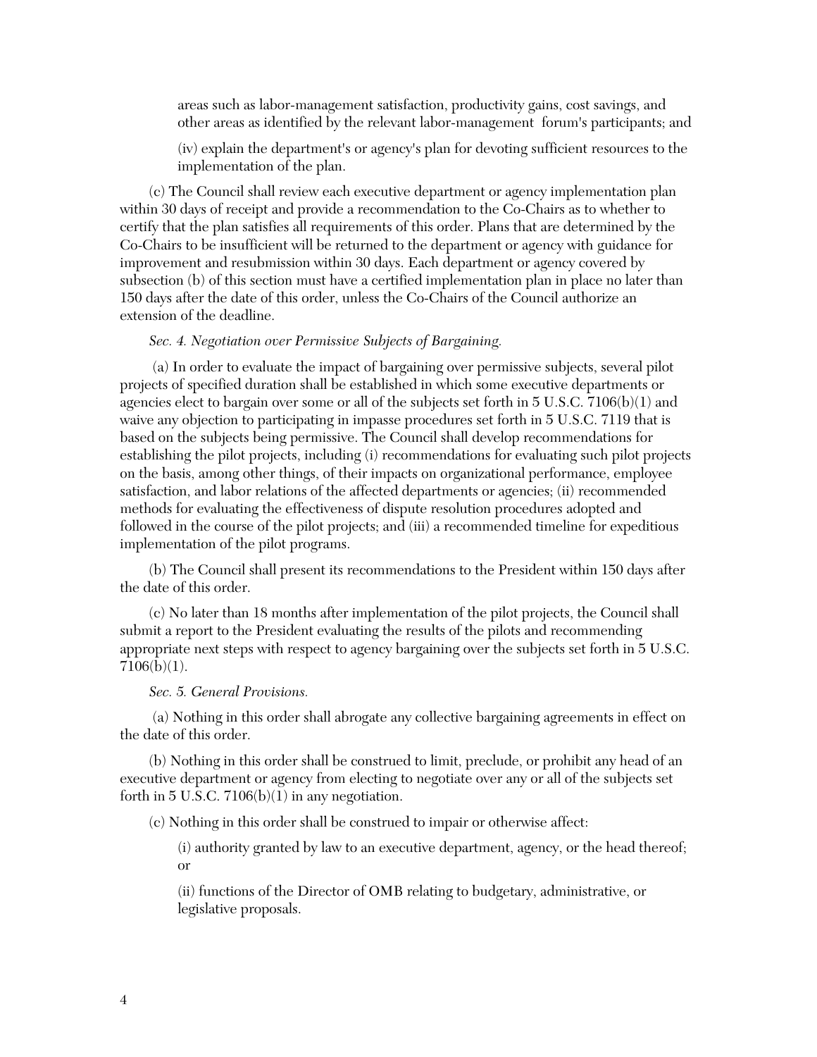areas such as labor-management satisfaction, productivity gains, cost savings, and other areas as identified by the relevant labor-management forum's participants; and

(iv) explain the department's or agency's plan for devoting sufficient resources to the implementation of the plan.

(c) The Council shall review each executive department or agency implementation plan within 30 days of receipt and provide a recommendation to the Co-Chairs as to whether to certify that the plan satisfies all requirements of this order. Plans that are determined by the Co-Chairs to be insufficient will be returned to the department or agency with guidance for improvement and resubmission within 30 days. Each department or agency covered by subsection (b) of this section must have a certified implementation plan in place no later than 150 days after the date of this order, unless the Co-Chairs of the Council authorize an extension of the deadline.

*Sec. 4. Negotiation over Permissive Subjects of Bargaining.*

(a) In order to evaluate the impact of bargaining over permissive subjects, several pilot projects of specified duration shall be established in which some executive departments or agencies elect to bargain over some or all of the subjects set forth in 5 U.S.C. 7106(b)(1) and waive any objection to participating in impasse procedures set forth in 5 U.S.C. 7119 that is based on the subjects being permissive. The Council shall develop recommendations for establishing the pilot projects, including (i) recommendations for evaluating such pilot projects on the basis, among other things, of their impacts on organizational performance, employee satisfaction, and labor relations of the affected departments or agencies; (ii) recommended methods for evaluating the effectiveness of dispute resolution procedures adopted and followed in the course of the pilot projects; and (iii) a recommended timeline for expeditious implementation of the pilot programs.

(b) The Council shall present its recommendations to the President within 150 days after the date of this order.

(c) No later than 18 months after implementation of the pilot projects, the Council shall submit a report to the President evaluating the results of the pilots and recommending appropriate next steps with respect to agency bargaining over the subjects set forth in 5 U.S.C. 7106(b)(1).

*Sec. 5. General Provisions.*

(a) Nothing in this order shall abrogate any collective bargaining agreements in effect on the date of this order.

(b) Nothing in this order shall be construed to limit, preclude, or prohibit any head of an executive department or agency from electing to negotiate over any or all of the subjects set forth in 5 U.S.C. 7106(b)(1) in any negotiation.

(c) Nothing in this order shall be construed to impair or otherwise affect:

(i) authority granted by law to an executive department, agency, or the head thereof; or

(ii) functions of the Director of OMB relating to budgetary, administrative, or legislative proposals.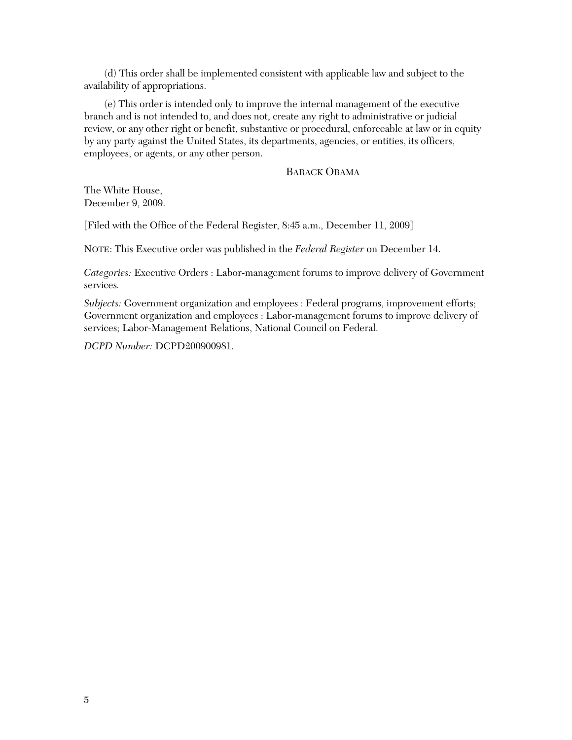(d) This order shall be implemented consistent with applicable law and subject to the availability of appropriations.

(e) This order is intended only to improve the internal management of the executive branch and is not intended to, and does not, create any right to administrative or judicial review, or any other right or benefit, substantive or procedural, enforceable at law or in equity by any party against the United States, its departments, agencies, or entities, its officers, employees, or agents, or any other person.

BARACK OBAMA

The White House,
December 9, 2009.

[Filed with the Office of the Federal Register, 8:45 a.m., December 11, 2009]

NOTE: This Executive order was published in the *Federal Register* on December 14.

*Categories:* Executive Orders : Labor-management forums to improve delivery of Government services.

*Subjects:* Government organization and employees : Federal programs, improvement efforts; Government organization and employees : Labor-management forums to improve delivery of services; Labor-Management Relations, National Council on Federal.

*DCPD Number:* DCPD200900981.